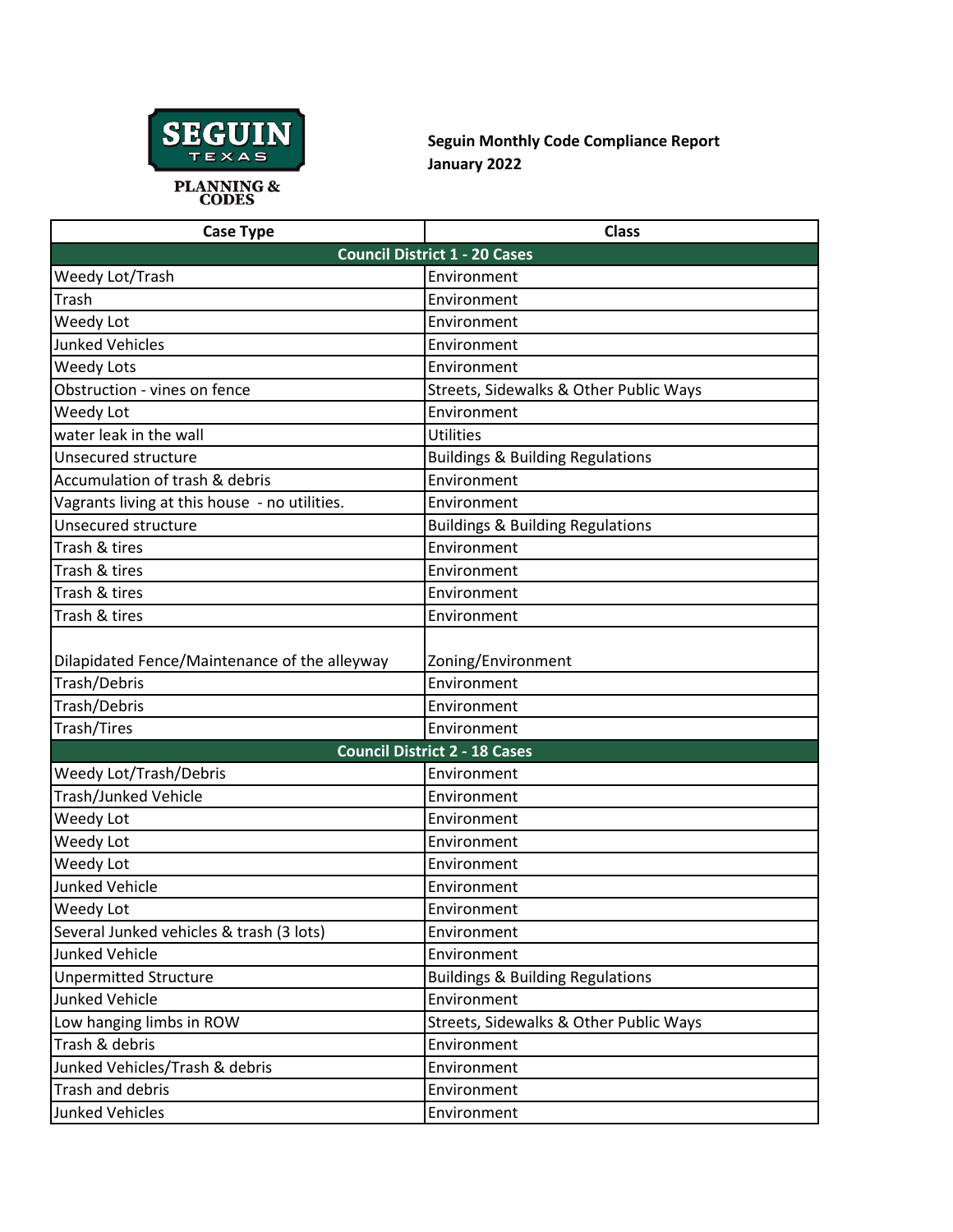SEGUIN TEXAS

PLANNING & CODES

**Seguin Monthly Code Compliance Report**
**January 2022**

| Case Type | Class |
|---|---|
| **Council District 1 - 20 Cases** | |
| Weedy Lot/Trash | Environment |
| Trash | Environment |
| Weedy Lot | Environment |
| Junked Vehicles | Environment |
| Weedy Lots | Environment |
| Obstruction - vines on fence | Streets, Sidewalks & Other Public Ways |
| Weedy Lot | Environment |
| water leak in the wall | Utilities |
| Unsecured structure | Buildings & Building Regulations |
| Accumulation of trash & debris | Environment |
| Vagrants living at this house - no utilities. | Environment |
| Unsecured structure | Buildings & Building Regulations |
| Trash & tires | Environment |
| Trash & tires | Environment |
| Trash & tires | Environment |
| Trash & tires | Environment |
| Dilapidated Fence/Maintenance of the alleyway | Zoning/Environment |
| Trash/Debris | Environment |
| Trash/Debris | Environment |
| Trash/Tires | Environment |
| **Council District 2 - 18 Cases** | |
| Weedy Lot/Trash/Debris | Environment |
| Trash/Junked Vehicle | Environment |
| Weedy Lot | Environment |
| Weedy Lot | Environment |
| Weedy Lot | Environment |
| Junked Vehicle | Environment |
| Weedy Lot | Environment |
| Several Junked vehicles & trash (3 lots) | Environment |
| Junked Vehicle | Environment |
| Unpermitted Structure | Buildings & Building Regulations |
| Junked Vehicle | Environment |
| Low hanging limbs in ROW | Streets, Sidewalks & Other Public Ways |
| Trash & debris | Environment |
| Junked Vehicles/Trash & debris | Environment |
| Trash and debris | Environment |
| Junked Vehicles | Environment |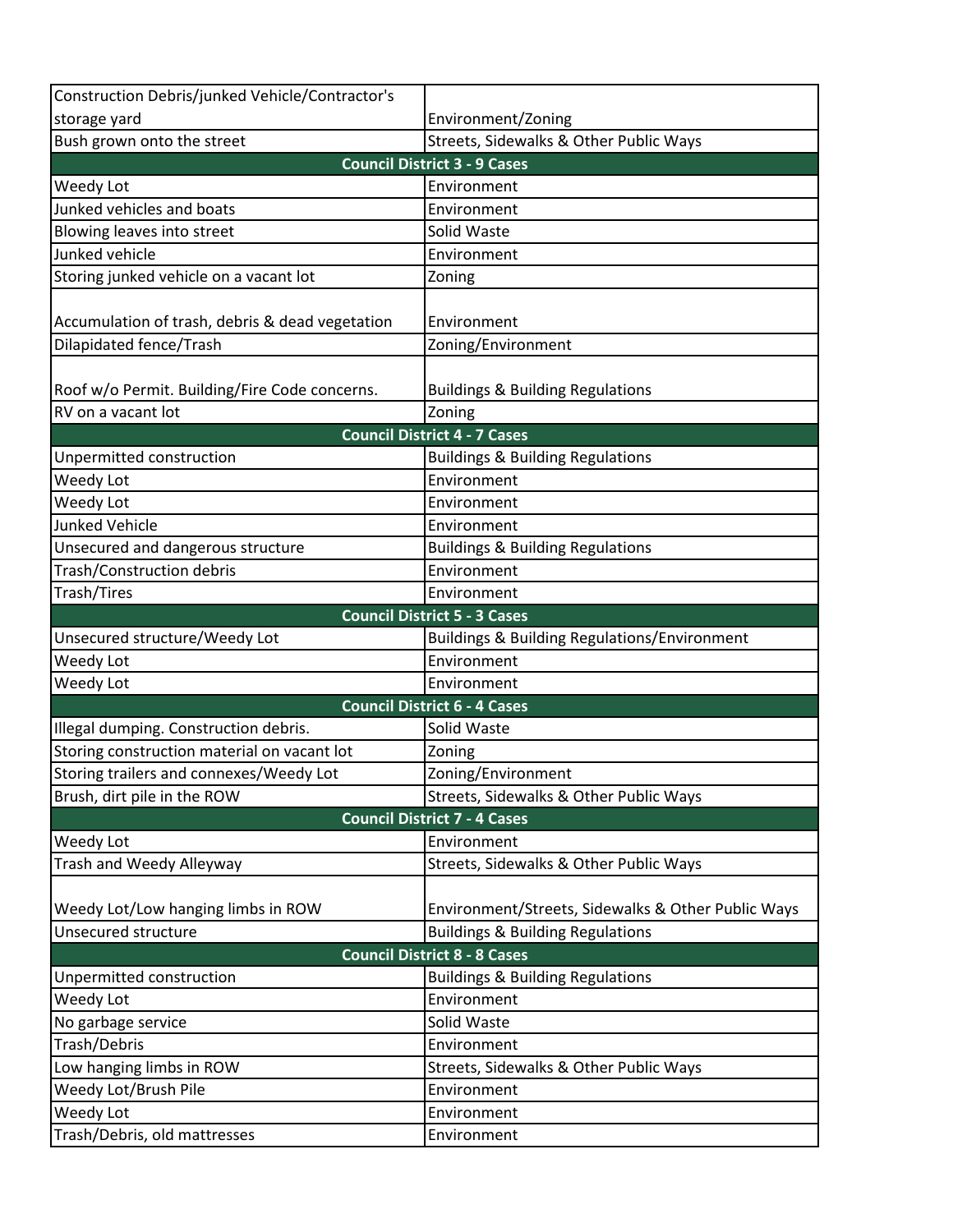| | |
|---|---|
| Construction Debris/junked Vehicle/Contractor's storage yard | Environment/Zoning |
| Bush grown onto the street | Streets, Sidewalks & Other Public Ways |
| **Council District 3 - 9 Cases** | |
| Weedy Lot | Environment |
| Junked vehicles and boats | Environment |
| Blowing leaves into street | Solid Waste |
| Junked vehicle | Environment |
| Storing junked vehicle on a vacant lot | Zoning |
| Accumulation of trash, debris & dead vegetation | Environment |
| Dilapidated fence/Trash | Zoning/Environment |
| Roof w/o Permit. Building/Fire Code concerns. | Buildings & Building Regulations |
| RV on a vacant lot | Zoning |
| **Council District 4 - 7 Cases** | |
| Unpermitted construction | Buildings & Building Regulations |
| Weedy Lot | Environment |
| Weedy Lot | Environment |
| Junked Vehicle | Environment |
| Unsecured and dangerous structure | Buildings & Building Regulations |
| Trash/Construction debris | Environment |
| Trash/Tires | Environment |
| **Council District 5 - 3 Cases** | |
| Unsecured structure/Weedy Lot | Buildings & Building Regulations/Environment |
| Weedy Lot | Environment |
| Weedy Lot | Environment |
| **Council District 6 - 4 Cases** | |
| Illegal dumping. Construction debris. | Solid Waste |
| Storing construction material on vacant lot | Zoning |
| Storing trailers and connexes/Weedy Lot | Zoning/Environment |
| Brush, dirt pile in the ROW | Streets, Sidewalks & Other Public Ways |
| **Council District 7 - 4 Cases** | |
| Weedy Lot | Environment |
| Trash and Weedy Alleyway | Streets, Sidewalks & Other Public Ways |
| Weedy Lot/Low hanging limbs in ROW | Environment/Streets, Sidewalks & Other Public Ways |
| Unsecured structure | Buildings & Building Regulations |
| **Council District 8 - 8 Cases** | |
| Unpermitted construction | Buildings & Building Regulations |
| Weedy Lot | Environment |
| No garbage service | Solid Waste |
| Trash/Debris | Environment |
| Low hanging limbs in ROW | Streets, Sidewalks & Other Public Ways |
| Weedy Lot/Brush Pile | Environment |
| Weedy Lot | Environment |
| Trash/Debris, old mattresses | Environment |